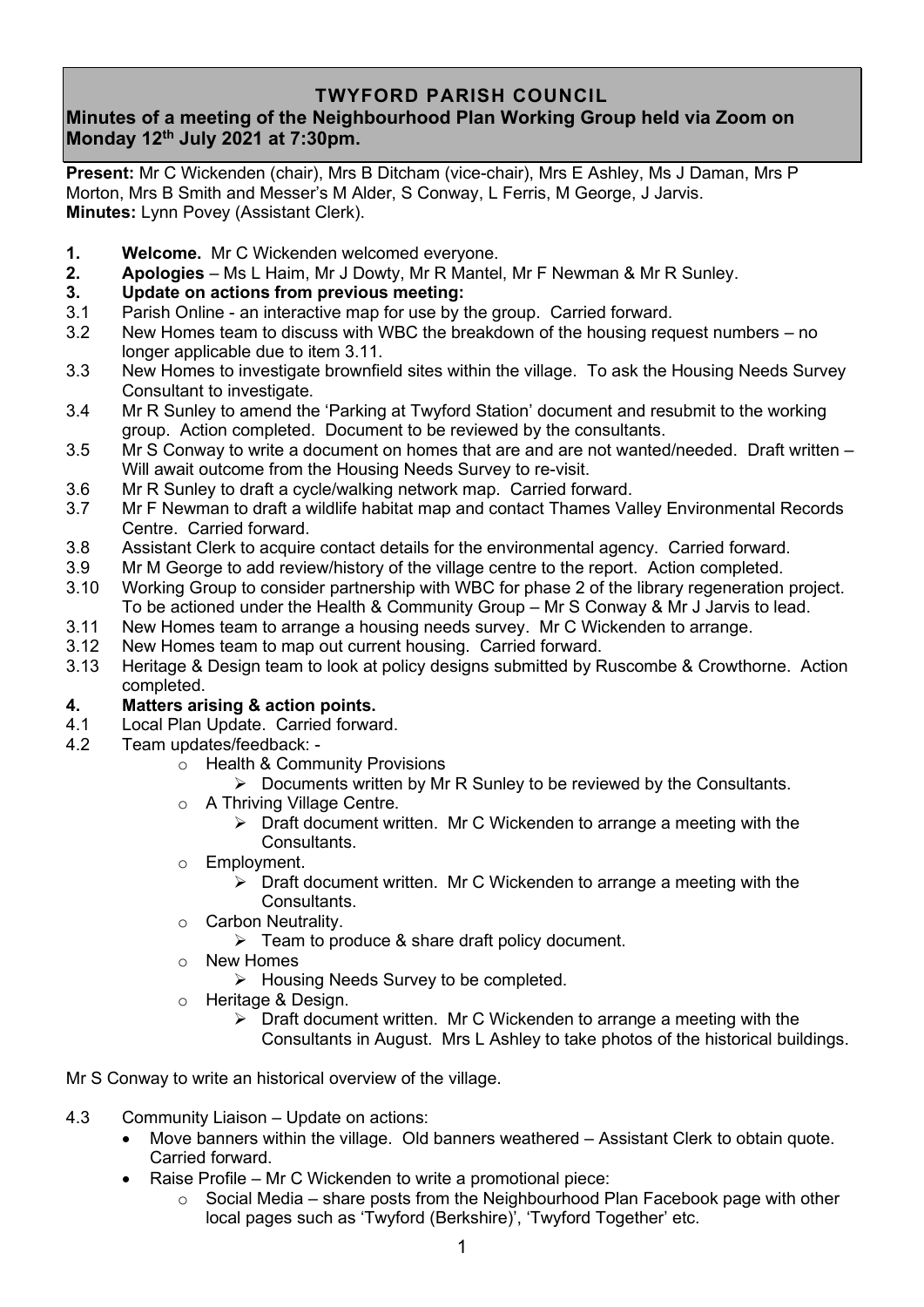# TWYFORD PARISH COUNCIL

## Minutes of a meeting of the Neighbourhood Plan Working Group held via Zoom on Monday 12th July 2021 at 7:30pm.

**Present:** Mr C Wickenden (chair), Mrs B Ditcham (vice-chair), Mrs E Ashley, Ms J Daman, Mrs P Morton, Mrs B Smith and Messer's M Alder, S Conway, L Ferris, M George, J Jarvis.
**Minutes:** Lynn Povey (Assistant Clerk).

**1. Welcome.** Mr C Wickenden welcomed everyone.

**2. Apologies** – Ms L Haim, Mr J Dowty, Mr R Mantel, Mr F Newman & Mr R Sunley.

**3. Update on actions from previous meeting:**

3.1 Parish Online - an interactive map for use by the group. Carried forward.

3.2 New Homes team to discuss with WBC the breakdown of the housing request numbers – no longer applicable due to item 3.11.

3.3 New Homes to investigate brownfield sites within the village. To ask the Housing Needs Survey Consultant to investigate.

3.4 Mr R Sunley to amend the 'Parking at Twyford Station' document and resubmit to the working group. Action completed. Document to be reviewed by the consultants.

3.5 Mr S Conway to write a document on homes that are and are not wanted/needed. Draft written – Will await outcome from the Housing Needs Survey to re-visit.

3.6 Mr R Sunley to draft a cycle/walking network map. Carried forward.

3.7 Mr F Newman to draft a wildlife habitat map and contact Thames Valley Environmental Records Centre. Carried forward.

3.8 Assistant Clerk to acquire contact details for the environmental agency. Carried forward.

3.9 Mr M George to add review/history of the village centre to the report. Action completed.

3.10 Working Group to consider partnership with WBC for phase 2 of the library regeneration project. To be actioned under the Health & Community Group – Mr S Conway & Mr J Jarvis to lead.

3.11 New Homes team to arrange a housing needs survey. Mr C Wickenden to arrange.

3.12 New Homes team to map out current housing. Carried forward.

3.13 Heritage & Design team to look at policy designs submitted by Ruscombe & Crowthorne. Action completed.

**4. Matters arising & action points.**

4.1 Local Plan Update. Carried forward.

4.2 Team updates/feedback: -

- Health & Community Provisions
  - Documents written by Mr R Sunley to be reviewed by the Consultants.
- A Thriving Village Centre.
  - Draft document written. Mr C Wickenden to arrange a meeting with the Consultants.
- Employment.
  - Draft document written. Mr C Wickenden to arrange a meeting with the Consultants.
- Carbon Neutrality.
  - Team to produce & share draft policy document.
- New Homes
  - Housing Needs Survey to be completed.
- Heritage & Design.
  - Draft document written. Mr C Wickenden to arrange a meeting with the Consultants in August. Mrs L Ashley to take photos of the historical buildings.

Mr S Conway to write an historical overview of the village.

4.3 Community Liaison – Update on actions:

- Move banners within the village. Old banners weathered – Assistant Clerk to obtain quote. Carried forward.
- Raise Profile – Mr C Wickenden to write a promotional piece:
  - Social Media – share posts from the Neighbourhood Plan Facebook page with other local pages such as 'Twyford (Berkshire)', 'Twyford Together' etc.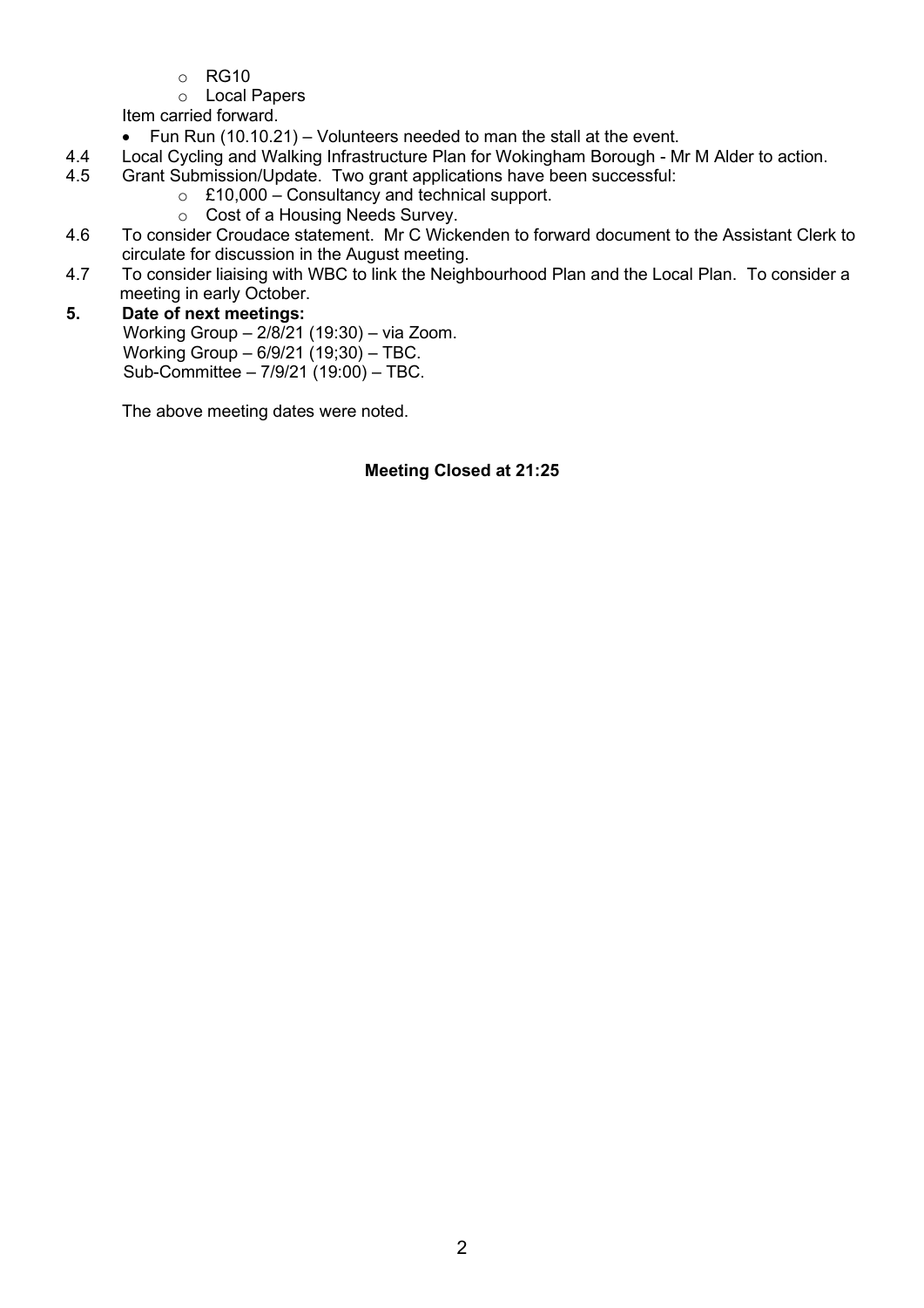- RG10
- Local Papers

Item carried forward.

- Fun Run (10.10.21) – Volunteers needed to man the stall at the event.

4.4 Local Cycling and Walking Infrastructure Plan for Wokingham Borough - Mr M Alder to action.

4.5 Grant Submission/Update. Two grant applications have been successful:

- £10,000 – Consultancy and technical support.
- Cost of a Housing Needs Survey.

4.6 To consider Croudace statement. Mr C Wickenden to forward document to the Assistant Clerk to circulate for discussion in the August meeting.

4.7 To consider liaising with WBC to link the Neighbourhood Plan and the Local Plan. To consider a meeting in early October.

**5. Date of next meetings:**

Working Group – 2/8/21 (19:30) – via Zoom.
Working Group – 6/9/21 (19;30) – TBC.
Sub-Committee – 7/9/21 (19:00) – TBC.

The above meeting dates were noted.

**Meeting Closed at 21:25**